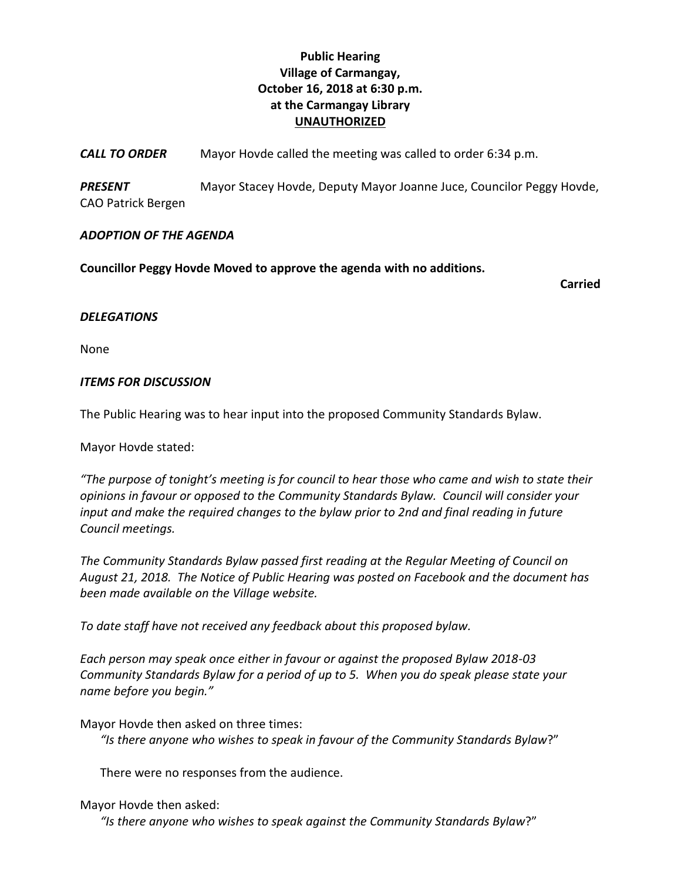**Public Hearing**
**Village of Carmangay,**
**October 16, 2018 at 6:30 p.m.**
**at the Carmangay Library**
**UNAUTHORIZED**

***CALL TO ORDER*** Mayor Hovde called the meeting was called to order 6:34 p.m.

***PRESENT*** Mayor Stacey Hovde, Deputy Mayor Joanne Juce, Councilor Peggy Hovde, CAO Patrick Bergen

***ADOPTION OF THE AGENDA***

**Councillor Peggy Hovde Moved to approve the agenda with no additions.**

**Carried**

***DELEGATIONS***

None

***ITEMS FOR DISCUSSION***

The Public Hearing was to hear input into the proposed Community Standards Bylaw.

Mayor Hovde stated:

*"The purpose of tonight's meeting is for council to hear those who came and wish to state their opinions in favour or opposed to the Community Standards Bylaw. Council will consider your input and make the required changes to the bylaw prior to 2nd and final reading in future Council meetings.*

*The Community Standards Bylaw passed first reading at the Regular Meeting of Council on August 21, 2018. The Notice of Public Hearing was posted on Facebook and the document has been made available on the Village website.*

*To date staff have not received any feedback about this proposed bylaw.*

*Each person may speak once either in favour or against the proposed Bylaw 2018-03 Community Standards Bylaw for a period of up to 5. When you do speak please state your name before you begin."*

Mayor Hovde then asked on three times:

*"Is there anyone who wishes to speak in favour of the Community Standards Bylaw*?"

There were no responses from the audience.

Mayor Hovde then asked:

*"Is there anyone who wishes to speak against the Community Standards Bylaw*?"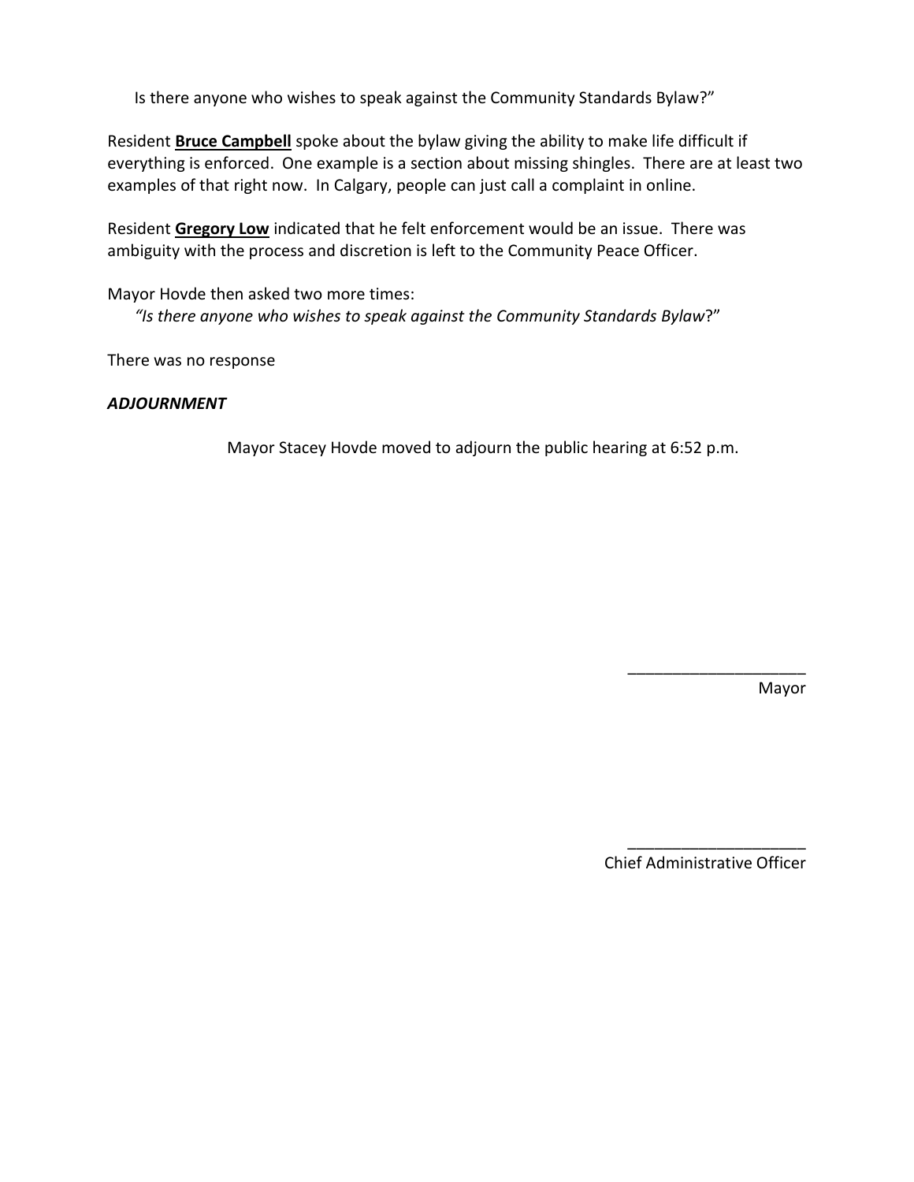Is there anyone who wishes to speak against the Community Standards Bylaw?"

Resident **Bruce Campbell** spoke about the bylaw giving the ability to make life difficult if everything is enforced. One example is a section about missing shingles. There are at least two examples of that right now. In Calgary, people can just call a complaint in online.

Resident **Gregory Low** indicated that he felt enforcement would be an issue. There was ambiguity with the process and discretion is left to the Community Peace Officer.

Mayor Hovde then asked two more times:

*"Is there anyone who wishes to speak against the Community Standards Bylaw*?"

There was no response

***ADJOURNMENT***

Mayor Stacey Hovde moved to adjourn the public hearing at 6:52 p.m.

____________________
Mayor

____________________
Chief Administrative Officer